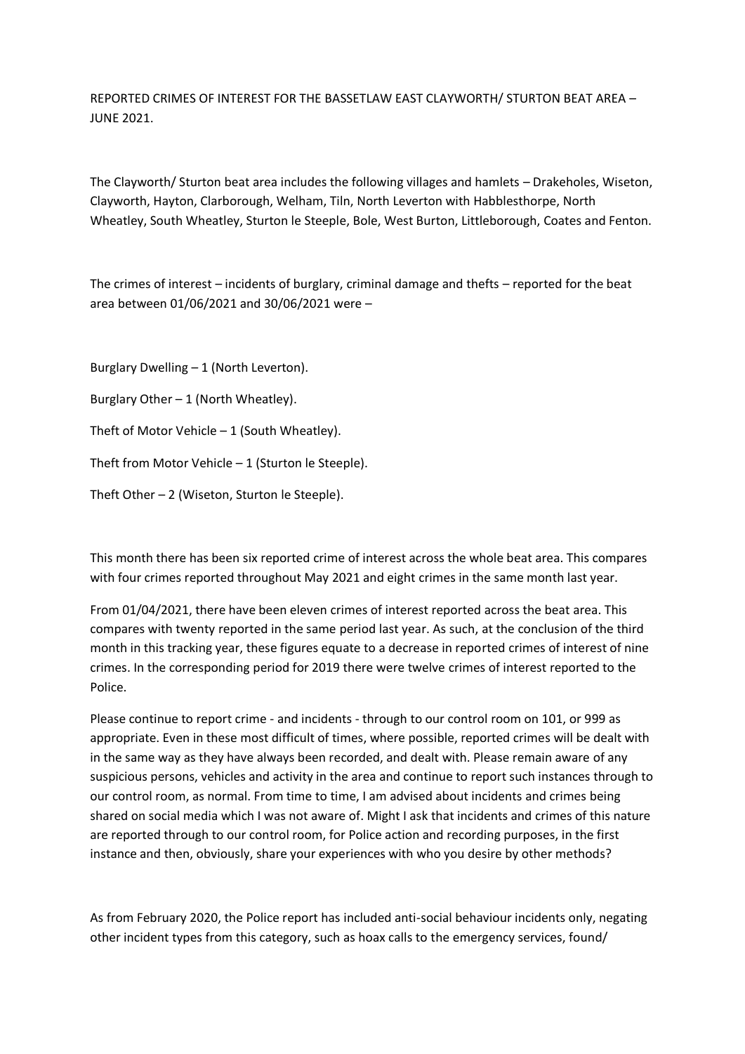REPORTED CRIMES OF INTEREST FOR THE BASSETLAW EAST CLAYWORTH/ STURTON BEAT AREA – JUNE 2021.

The Clayworth/ Sturton beat area includes the following villages and hamlets – Drakeholes, Wiseton, Clayworth, Hayton, Clarborough, Welham, Tiln, North Leverton with Habblesthorpe, North Wheatley, South Wheatley, Sturton le Steeple, Bole, West Burton, Littleborough, Coates and Fenton.

The crimes of interest – incidents of burglary, criminal damage and thefts – reported for the beat area between 01/06/2021 and 30/06/2021 were –

Burglary Dwelling – 1 (North Leverton).

Burglary Other – 1 (North Wheatley).

Theft of Motor Vehicle – 1 (South Wheatley).

Theft from Motor Vehicle – 1 (Sturton le Steeple).

Theft Other – 2 (Wiseton, Sturton le Steeple).

This month there has been six reported crime of interest across the whole beat area. This compares with four crimes reported throughout May 2021 and eight crimes in the same month last year.

From 01/04/2021, there have been eleven crimes of interest reported across the beat area. This compares with twenty reported in the same period last year. As such, at the conclusion of the third month in this tracking year, these figures equate to a decrease in reported crimes of interest of nine crimes. In the corresponding period for 2019 there were twelve crimes of interest reported to the Police.

Please continue to report crime - and incidents - through to our control room on 101, or 999 as appropriate. Even in these most difficult of times, where possible, reported crimes will be dealt with in the same way as they have always been recorded, and dealt with. Please remain aware of any suspicious persons, vehicles and activity in the area and continue to report such instances through to our control room, as normal. From time to time, I am advised about incidents and crimes being shared on social media which I was not aware of. Might I ask that incidents and crimes of this nature are reported through to our control room, for Police action and recording purposes, in the first instance and then, obviously, share your experiences with who you desire by other methods?

As from February 2020, the Police report has included anti-social behaviour incidents only, negating other incident types from this category, such as hoax calls to the emergency services, found/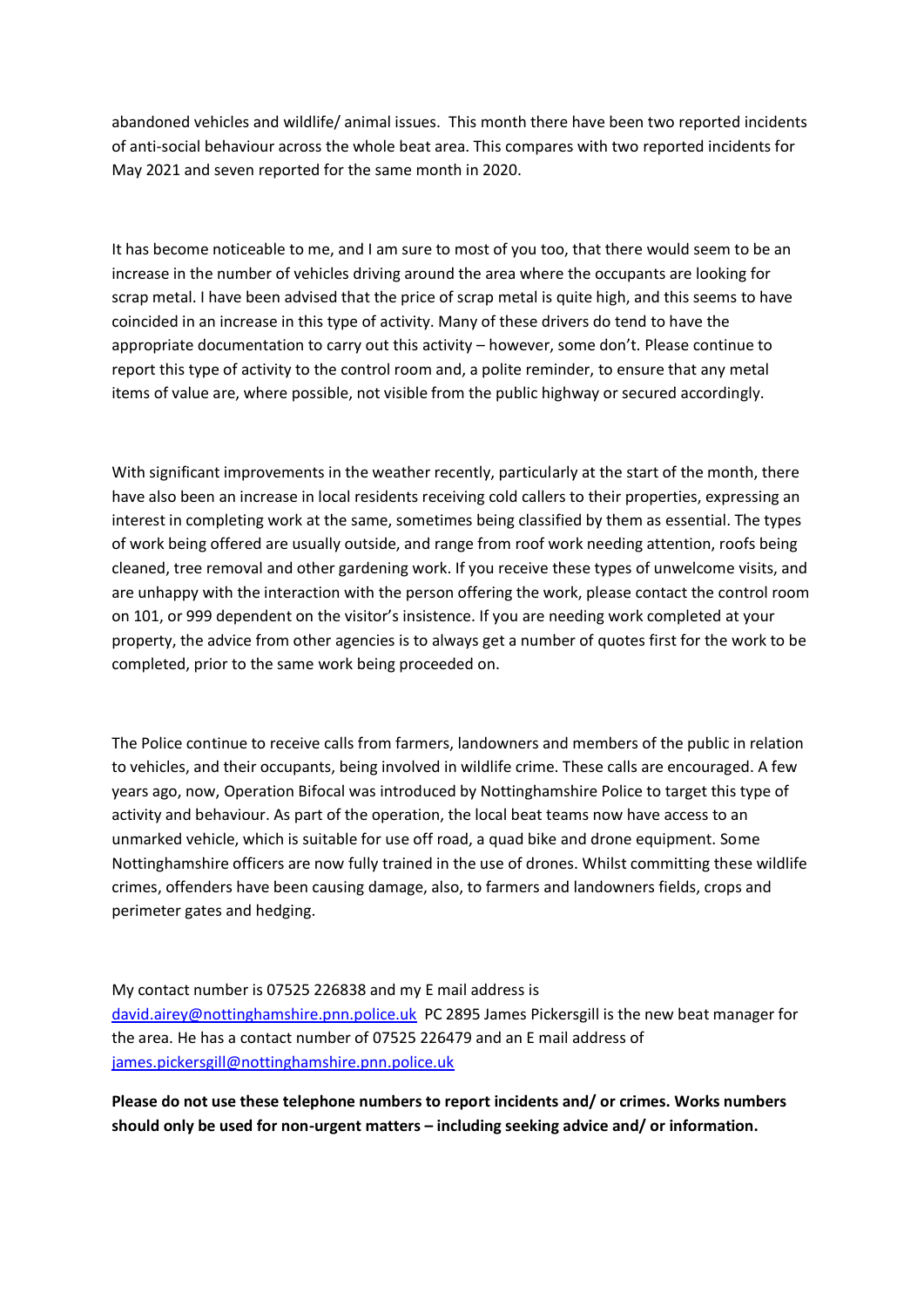abandoned vehicles and wildlife/ animal issues. This month there have been two reported incidents of anti-social behaviour across the whole beat area. This compares with two reported incidents for May 2021 and seven reported for the same month in 2020.

It has become noticeable to me, and I am sure to most of you too, that there would seem to be an increase in the number of vehicles driving around the area where the occupants are looking for scrap metal. I have been advised that the price of scrap metal is quite high, and this seems to have coincided in an increase in this type of activity. Many of these drivers do tend to have the appropriate documentation to carry out this activity – however, some don't. Please continue to report this type of activity to the control room and, a polite reminder, to ensure that any metal items of value are, where possible, not visible from the public highway or secured accordingly.

With significant improvements in the weather recently, particularly at the start of the month, there have also been an increase in local residents receiving cold callers to their properties, expressing an interest in completing work at the same, sometimes being classified by them as essential. The types of work being offered are usually outside, and range from roof work needing attention, roofs being cleaned, tree removal and other gardening work. If you receive these types of unwelcome visits, and are unhappy with the interaction with the person offering the work, please contact the control room on 101, or 999 dependent on the visitor's insistence. If you are needing work completed at your property, the advice from other agencies is to always get a number of quotes first for the work to be completed, prior to the same work being proceeded on.

The Police continue to receive calls from farmers, landowners and members of the public in relation to vehicles, and their occupants, being involved in wildlife crime. These calls are encouraged. A few years ago, now, Operation Bifocal was introduced by Nottinghamshire Police to target this type of activity and behaviour. As part of the operation, the local beat teams now have access to an unmarked vehicle, which is suitable for use off road, a quad bike and drone equipment. Some Nottinghamshire officers are now fully trained in the use of drones. Whilst committing these wildlife crimes, offenders have been causing damage, also, to farmers and landowners fields, crops and perimeter gates and hedging.

My contact number is 07525 226838 and my E mail address is [david.airey@nottinghamshire.pnn.police.uk](mailto:david.airey@nottinghamshire.pnn.police.uk) PC 2895 James Pickersgill is the new beat manager for the area. He has a contact number of 07525 226479 and an E mail address of [james.pickersgill@nottinghamshire.pnn.police.uk](mailto:james.pickersgill@nottinghamshire.pnn.police.uk)

**Please do not use these telephone numbers to report incidents and/ or crimes. Works numbers should only be used for non-urgent matters – including seeking advice and/ or information.**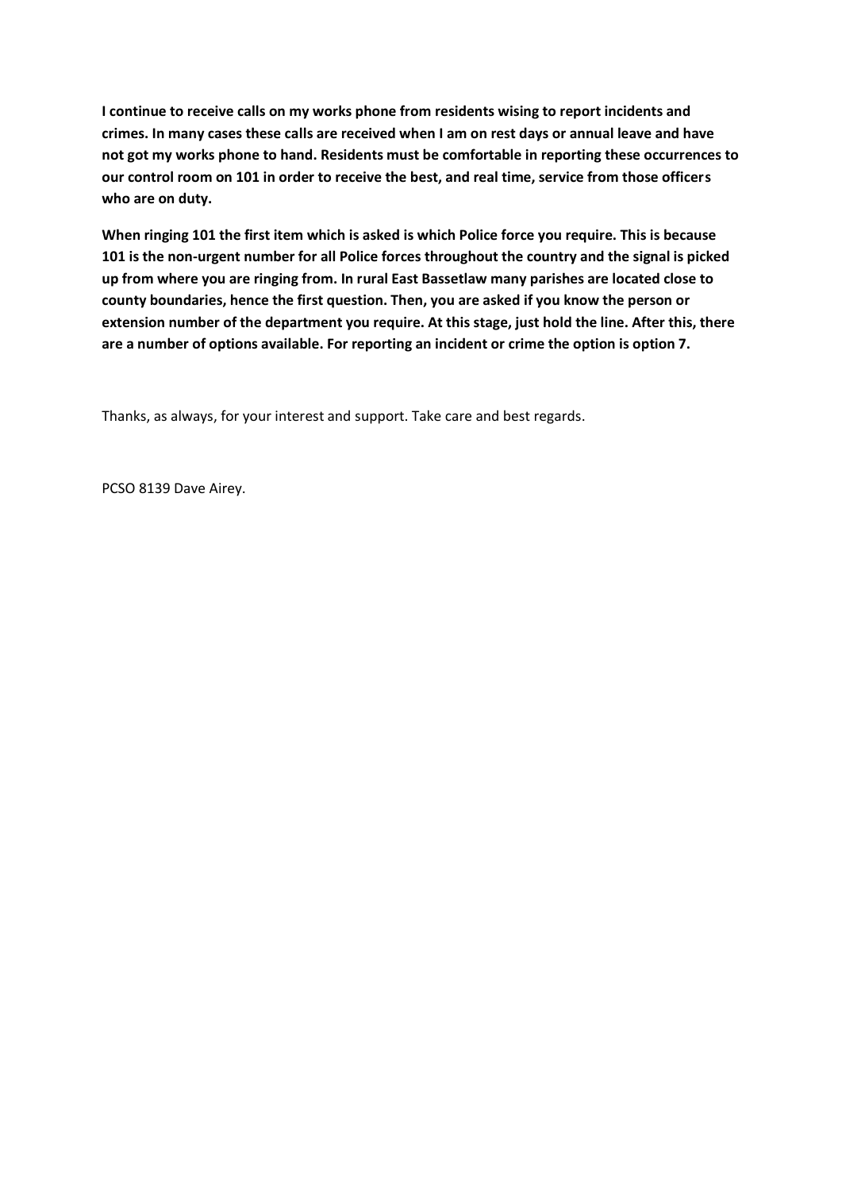**I continue to receive calls on my works phone from residents wising to report incidents and crimes. In many cases these calls are received when I am on rest days or annual leave and have not got my works phone to hand. Residents must be comfortable in reporting these occurrences to our control room on 101 in order to receive the best, and real time, service from those officers who are on duty.**

**When ringing 101 the first item which is asked is which Police force you require. This is because 101 is the non-urgent number for all Police forces throughout the country and the signal is picked up from where you are ringing from. In rural East Bassetlaw many parishes are located close to county boundaries, hence the first question. Then, you are asked if you know the person or extension number of the department you require. At this stage, just hold the line. After this, there are a number of options available. For reporting an incident or crime the option is option 7.**

Thanks, as always, for your interest and support. Take care and best regards.

PCSO 8139 Dave Airey.